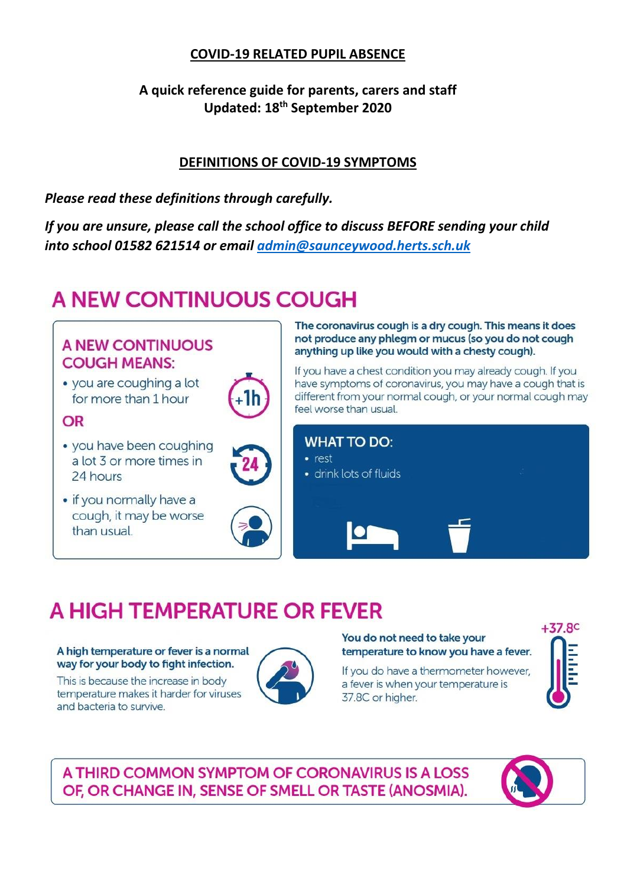# COVID-19 RELATED PUPIL ABSENCE

**A quick reference guide for parents, carers and staff**
**Updated: 18th September 2020**

## DEFINITIONS OF COVID-19 SYMPTOMS

***Please read these definitions through carefully.***

***If you are unsure, please call the school office to discuss BEFORE sending your child into school 01582 621514 or email admin@sauncеywood.herts.sch.uk***

## A NEW CONTINUOUS COUGH

### A NEW CONTINUOUS COUGH MEANS:

- you are coughing a lot for more than 1 hour

**OR**

- you have been coughing a lot 3 or more times in 24 hours
- if you normally have a cough, it may be worse than usual.

**The coronavirus cough is a dry cough. This means it does not produce any phlegm or mucus (so you do not cough anything up like you would with a chesty cough).**

If you have a chest condition you may already cough. If you have symptoms of coronavirus, you may have a cough that is different from your normal cough, or your normal cough may feel worse than usual.

### WHAT TO DO:

- rest
- drink lots of fluids

## A HIGH TEMPERATURE OR FEVER

**A high temperature or fever is a normal way for your body to fight infection.**

This is because the increase in body temperature makes it harder for viruses and bacteria to survive.

**You do not need to take your temperature to know you have a fever.**

If you do have a thermometer however, a fever is when your temperature is 37.8C or higher.

+37.8C

## A THIRD COMMON SYMPTOM OF CORONAVIRUS IS A LOSS OF, OR CHANGE IN, SENSE OF SMELL OR TASTE (ANOSMIA).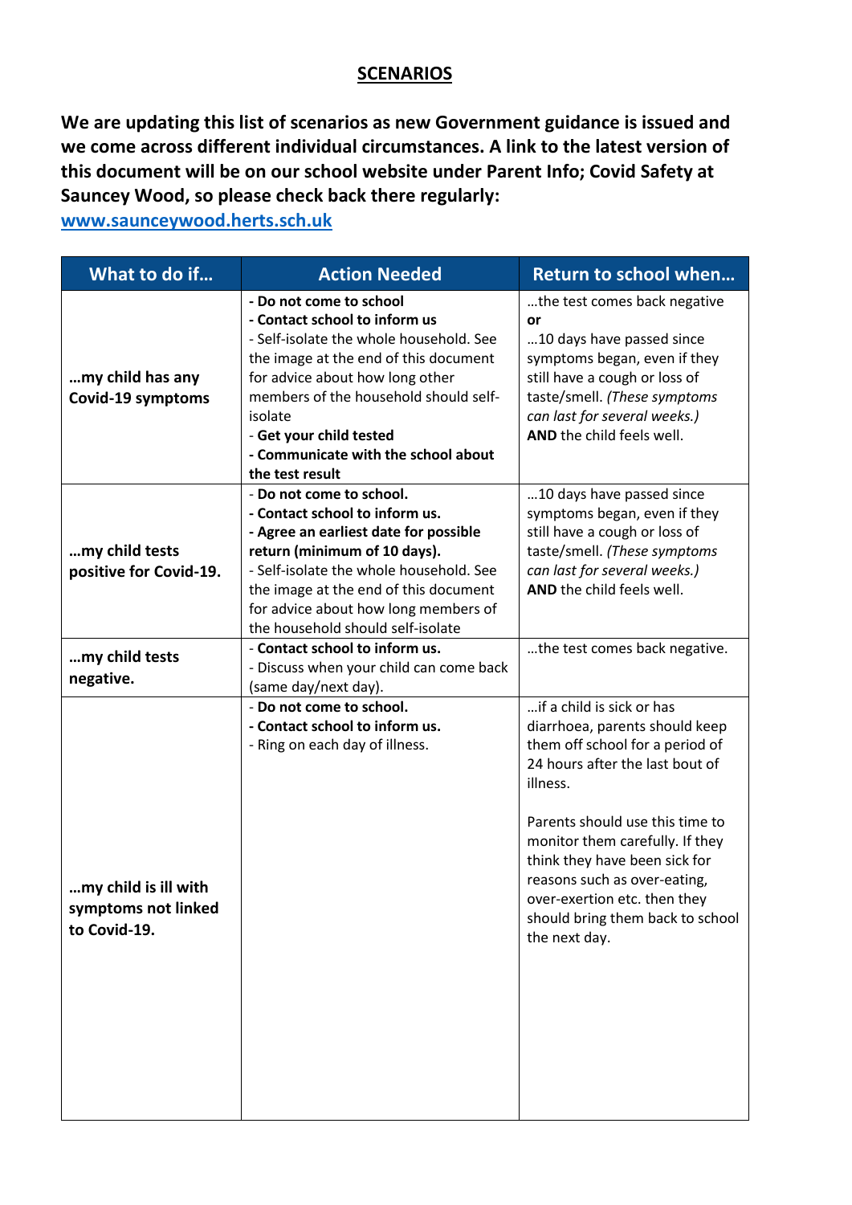## SCENARIOS

**We are updating this list of scenarios as new Government guidance is issued and we come across different individual circumstances. A link to the latest version of this document will be on our school website under Parent Info; Covid Safety at Sauncey Wood, so please check back there regularly: [www.saunceywood.herts.sch.uk](www.saunceywood.herts.sch.uk)**

| What to do if… | Action Needed | Return to school when… |
|---|---|---|
| **…my child has any Covid-19 symptoms** | **- Do not come to school**<br>**- Contact school to inform us**<br>- Self-isolate the whole household. See the image at the end of this document for advice about how long other members of the household should self-isolate<br>- **Get your child tested**<br>**- Communicate with the school about the test result** | …the test comes back negative<br>**or**<br>…10 days have passed since symptoms began, even if they still have a cough or loss of taste/smell. *(These symptoms can last for several weeks.)*<br>**AND** the child feels well. |
| **…my child tests positive for Covid-19.** | - **Do not come to school.**<br>**- Contact school to inform us.**<br>**- Agree an earliest date for possible return (minimum of 10 days).**<br>- Self-isolate the whole household. See the image at the end of this document for advice about how long members of the household should self-isolate | …10 days have passed since symptoms began, even if they still have a cough or loss of taste/smell. *(These symptoms can last for several weeks.)*<br>**AND** the child feels well. |
| **…my child tests negative.** | - **Contact school to inform us.**<br>- Discuss when your child can come back (same day/next day). | …the test comes back negative. |
| **…my child is ill with symptoms not linked to Covid-19.** | - **Do not come to school.**<br>**- Contact school to inform us.**<br>- Ring on each day of illness. | …if a child is sick or has diarrhoea, parents should keep them off school for a period of 24 hours after the last bout of illness.<br><br>Parents should use this time to monitor them carefully. If they think they have been sick for reasons such as over-eating, over-exertion etc. then they should bring them back to school the next day. |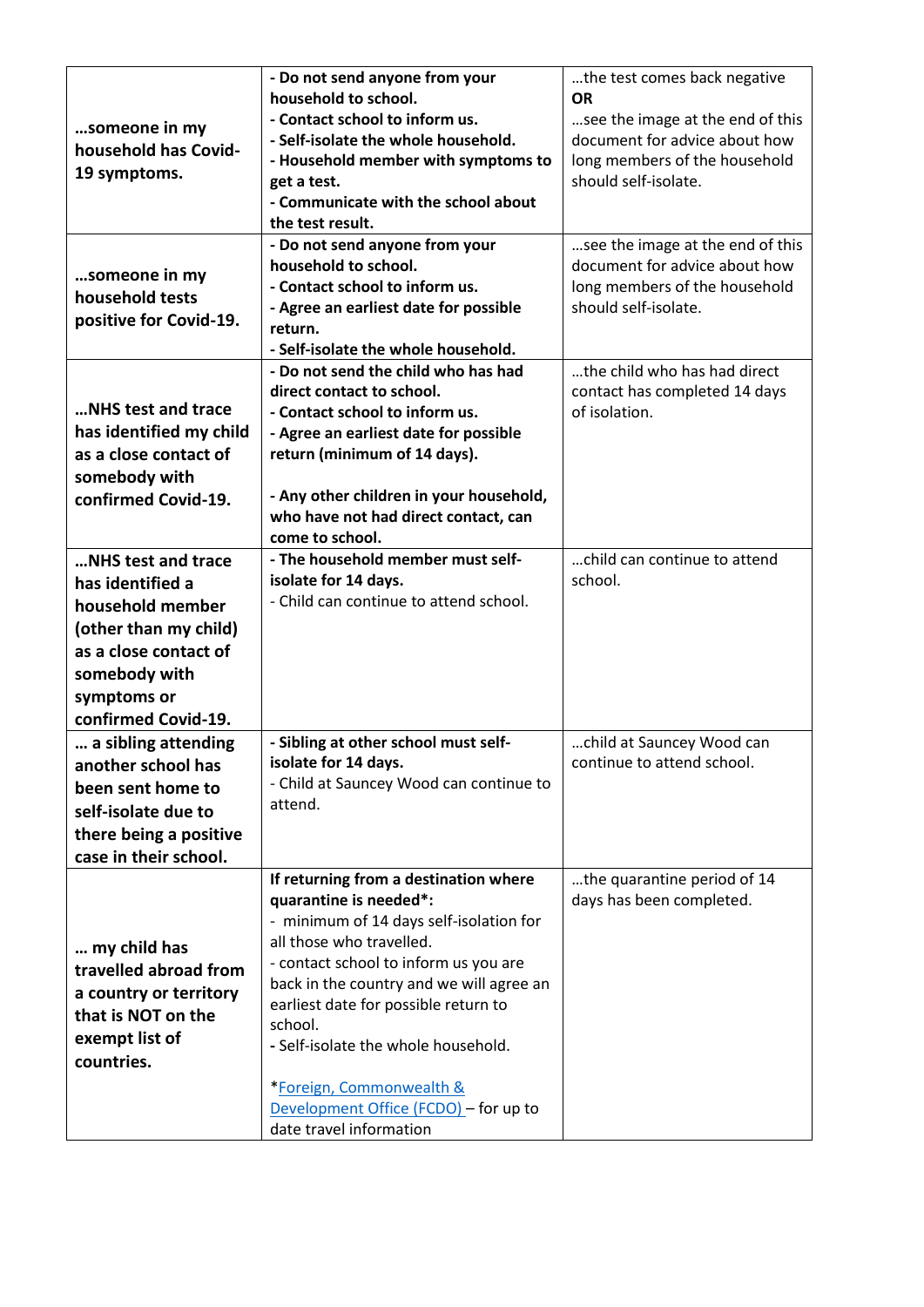| | | |
|---|---|---|
| **…someone in my household has Covid-19 symptoms.** | **- Do not send anyone from your household to school.**<br>**- Contact school to inform us.**<br>**- Self-isolate the whole household.**<br>**- Household member with symptoms to get a test.**<br>**- Communicate with the school about the test result.** | …the test comes back negative<br>**OR**<br>…see the image at the end of this document for advice about how long members of the household should self-isolate. |
| **…someone in my household tests positive for Covid-19.** | **- Do not send anyone from your household to school.**<br>**- Contact school to inform us.**<br>**- Agree an earliest date for possible return.**<br>**- Self-isolate the whole household.** | …see the image at the end of this document for advice about how long members of the household should self-isolate. |
| **…NHS test and trace has identified my child as a close contact of somebody with confirmed Covid-19.** | **- Do not send the child who has had direct contact to school.**<br>**- Contact school to inform us.**<br>**- Agree an earliest date for possible return (minimum of 14 days).**<br><br>**- Any other children in your household, who have not had direct contact, can come to school.** | …the child who has had direct contact has completed 14 days of isolation. |
| **…NHS test and trace has identified a household member (other than my child) as a close contact of somebody with symptoms or confirmed Covid-19.** | **- The household member must self-isolate for 14 days.**<br>- Child can continue to attend school. | …child can continue to attend school. |
| **… a sibling attending another school has been sent home to self-isolate due to there being a positive case in their school.** | **- Sibling at other school must self-isolate for 14 days.**<br>- Child at Sauncey Wood can continue to attend. | …child at Sauncey Wood can continue to attend school. |
| **… my child has travelled abroad from a country or territory that is NOT on the exempt list of countries.** | **If returning from a destination where quarantine is needed*:**<br>- minimum of 14 days self-isolation for all those who travelled.<br>- contact school to inform us you are back in the country and we will agree an earliest date for possible return to school.<br>**-** Self-isolate the whole household.<br><br>*[Foreign, Commonwealth & Development Office (FCDO)](#) – for up to date travel information | …the quarantine period of 14 days has been completed. |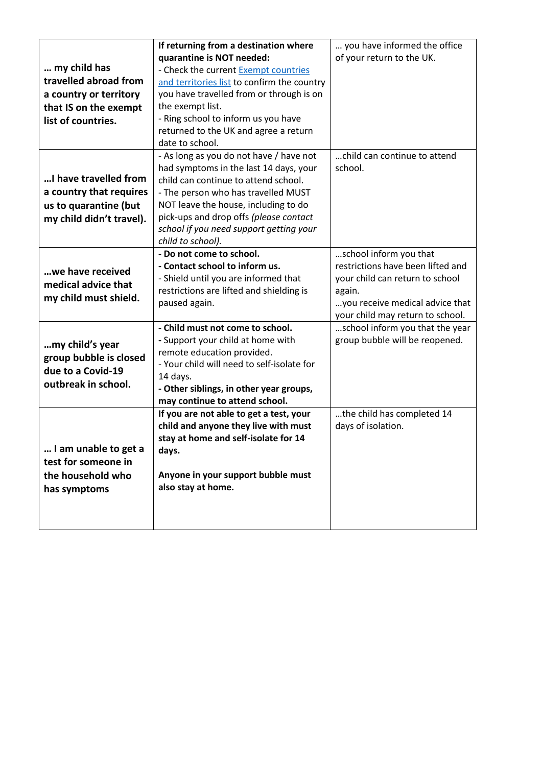| | | |
|---|---|---|
| **… my child has travelled abroad from a country or territory that IS on the exempt list of countries.** | **If returning from a destination where quarantine is NOT needed:**<br>- Check the current Exempt countries and territories list to confirm the country you have travelled from or through is on the exempt list.<br>- Ring school to inform us you have returned to the UK and agree a return date to school. | … you have informed the office of your return to the UK. |
| **…I have travelled from a country that requires us to quarantine (but my child didn't travel).** | - As long as you do not have / have not had symptoms in the last 14 days, your child can continue to attend school.<br>- The person who has travelled MUST NOT leave the house, including to do pick-ups and drop offs *(please contact school if you need support getting your child to school).* | …child can continue to attend school. |
| **…we have received medical advice that my child must shield.** | **- Do not come to school.**<br>**- Contact school to inform us.**<br>- Shield until you are informed that restrictions are lifted and shielding is paused again. | …school inform you that restrictions have been lifted and your child can return to school again.<br>…you receive medical advice that your child may return to school. |
| **…my child's year group bubble is closed due to a Covid-19 outbreak in school.** | **- Child must not come to school.**<br>**-** Support your child at home with remote education provided.<br>- Your child will need to self-isolate for 14 days.<br>**- Other siblings, in other year groups, may continue to attend school.** | …school inform you that the year group bubble will be reopened. |
| **… I am unable to get a test for someone in the household who has symptoms** | **If you are not able to get a test, your child and anyone they live with must stay at home and self-isolate for 14 days.**<br><br>**Anyone in your support bubble must also stay at home.** | …the child has completed 14 days of isolation. |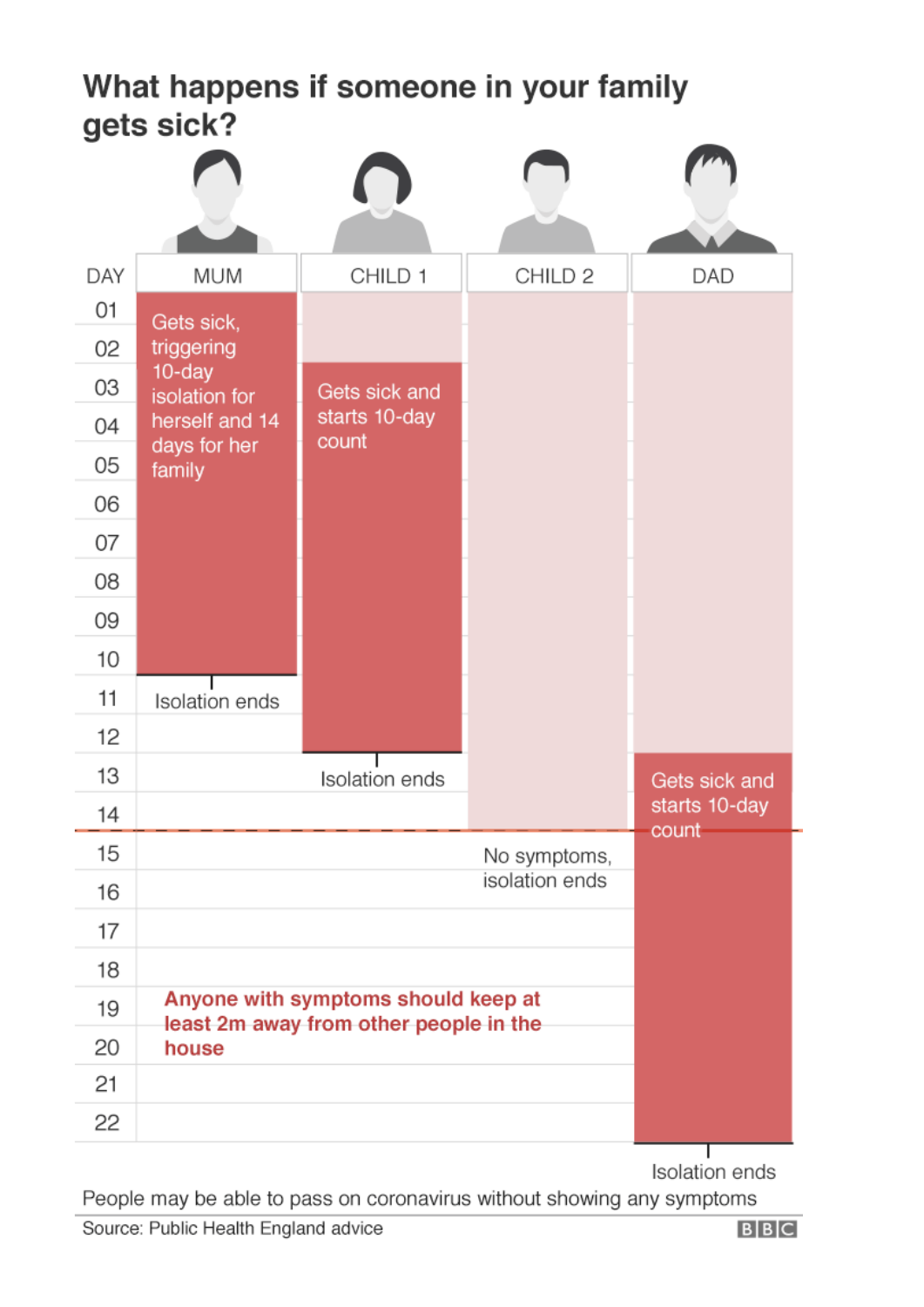# What happens if someone in your family gets sick?

DAY

MUM

CHILD 1

CHILD 2

DAD

01

02

03

04

05

06

07

08

09

10

11

12

13

14

15

16

17

18

19

20

21

22

Gets sick, triggering 10-day isolation for herself and 14 days for her family

Isolation ends

Gets sick and starts 10-day count

Isolation ends

No symptoms, isolation ends

Gets sick and starts 10-day count

Isolation ends

**Anyone with symptoms should keep at least 2m away from other people in the house**

People may be able to pass on coronavirus without showing any symptoms

Source: Public Health England advice

BBC